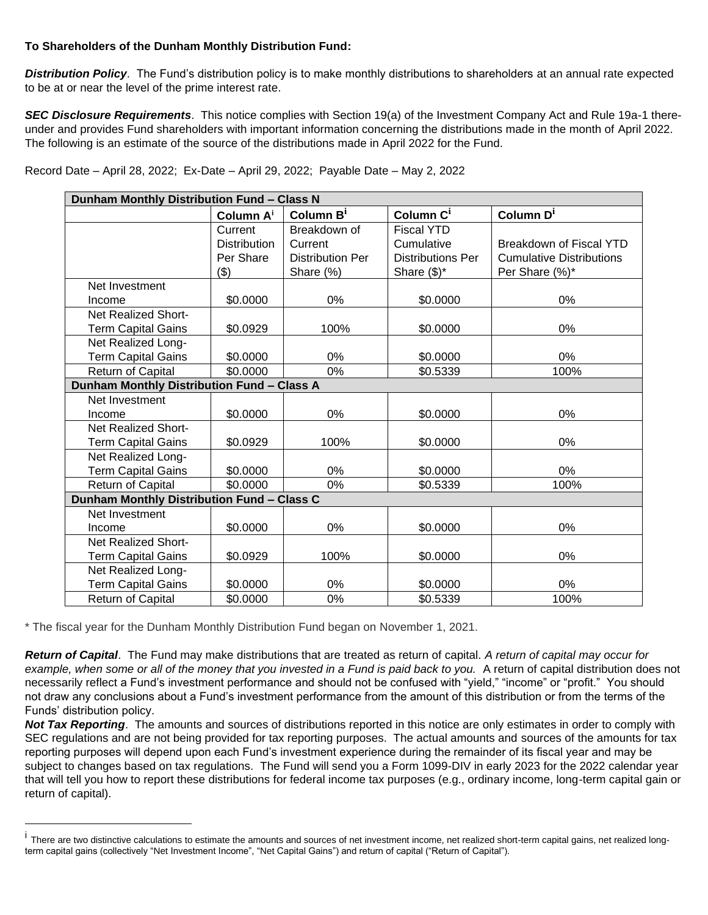**To Shareholders of the Dunham Monthly Distribution Fund:**

***Distribution Policy***. The Fund's distribution policy is to make monthly distributions to shareholders at an annual rate expected to be at or near the level of the prime interest rate.

***SEC Disclosure Requirements***. This notice complies with Section 19(a) of the Investment Company Act and Rule 19a-1 there-under and provides Fund shareholders with important information concerning the distributions made in the month of April 2022. The following is an estimate of the source of the distributions made in April 2022 for the Fund.

Record Date – April 28, 2022; Ex-Date – April 29, 2022; Payable Date – May 2, 2022

| **Dunham Monthly Distribution Fund – Class N** | | | | |
|---|---|---|---|---|
| | **Column A**[i] | **Column B**[i] | **Column C**[i] | **Column D**[i] |
| | Current Distribution Per Share ($) | Breakdown of Current Distribution Per Share (%) | Fiscal YTD Cumulative Distributions Per Share ($)* | Breakdown of Fiscal YTD Cumulative Distributions Per Share (%)* |
| Net Investment Income | $0.0000 | 0% | $0.0000 | 0% |
| Net Realized Short-Term Capital Gains | $0.0929 | 100% | $0.0000 | 0% |
| Net Realized Long-Term Capital Gains | $0.0000 | 0% | $0.0000 | 0% |
| Return of Capital | $0.0000 | 0% | $0.5339 | 100% |
| **Dunham Monthly Distribution Fund – Class A** | | | | |
| Net Investment Income | $0.0000 | 0% | $0.0000 | 0% |
| Net Realized Short-Term Capital Gains | $0.0929 | 100% | $0.0000 | 0% |
| Net Realized Long-Term Capital Gains | $0.0000 | 0% | $0.0000 | 0% |
| Return of Capital | $0.0000 | 0% | $0.5339 | 100% |
| **Dunham Monthly Distribution Fund – Class C** | | | | |
| Net Investment Income | $0.0000 | 0% | $0.0000 | 0% |
| Net Realized Short-Term Capital Gains | $0.0929 | 100% | $0.0000 | 0% |
| Net Realized Long-Term Capital Gains | $0.0000 | 0% | $0.0000 | 0% |
| Return of Capital | $0.0000 | 0% | $0.5339 | 100% |

\* The fiscal year for the Dunham Monthly Distribution Fund began on November 1, 2021.

***Return of Capital***. The Fund may make distributions that are treated as return of capital. *A return of capital may occur for example, when some or all of the money that you invested in a Fund is paid back to you.* A return of capital distribution does not necessarily reflect a Fund's investment performance and should not be confused with "yield," "income" or "profit." You should not draw any conclusions about a Fund's investment performance from the amount of this distribution or from the terms of the Funds' distribution policy.

***Not Tax Reporting***. The amounts and sources of distributions reported in this notice are only estimates in order to comply with SEC regulations and are not being provided for tax reporting purposes. The actual amounts and sources of the amounts for tax reporting purposes will depend upon each Fund's investment experience during the remainder of its fiscal year and may be subject to changes based on tax regulations. The Fund will send you a Form 1099-DIV in early 2023 for the 2022 calendar year that will tell you how to report these distributions for federal income tax purposes (e.g., ordinary income, long-term capital gain or return of capital).

[i] There are two distinctive calculations to estimate the amounts and sources of net investment income, net realized short-term capital gains, net realized long-term capital gains (collectively "Net Investment Income", "Net Capital Gains") and return of capital ("Return of Capital").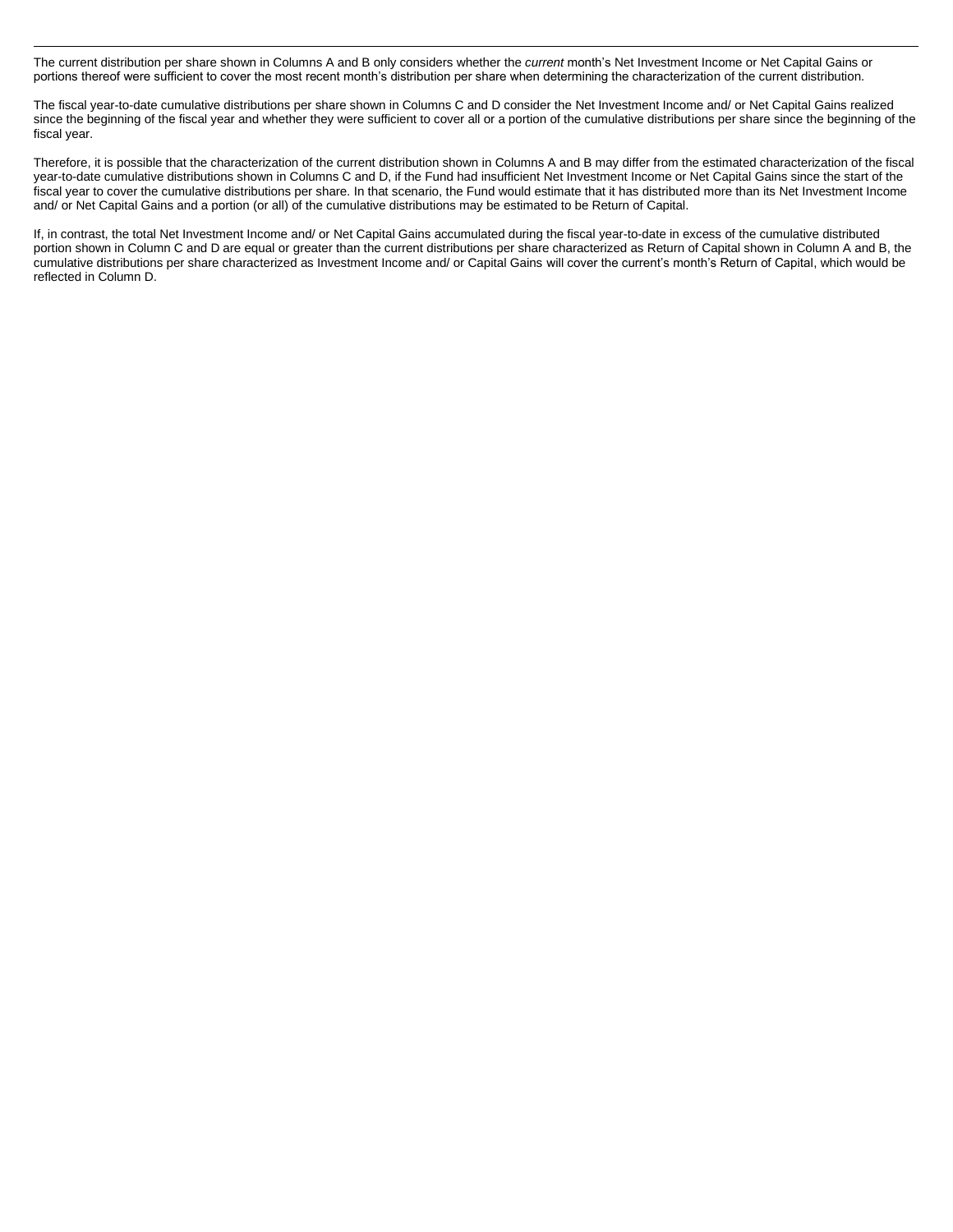The current distribution per share shown in Columns A and B only considers whether the *current* month's Net Investment Income or Net Capital Gains or portions thereof were sufficient to cover the most recent month's distribution per share when determining the characterization of the current distribution.

The fiscal year-to-date cumulative distributions per share shown in Columns C and D consider the Net Investment Income and/ or Net Capital Gains realized since the beginning of the fiscal year and whether they were sufficient to cover all or a portion of the cumulative distributions per share since the beginning of the fiscal year.

Therefore, it is possible that the characterization of the current distribution shown in Columns A and B may differ from the estimated characterization of the fiscal year-to-date cumulative distributions shown in Columns C and D, if the Fund had insufficient Net Investment Income or Net Capital Gains since the start of the fiscal year to cover the cumulative distributions per share. In that scenario, the Fund would estimate that it has distributed more than its Net Investment Income and/ or Net Capital Gains and a portion (or all) of the cumulative distributions may be estimated to be Return of Capital.

If, in contrast, the total Net Investment Income and/ or Net Capital Gains accumulated during the fiscal year-to-date in excess of the cumulative distributed portion shown in Column C and D are equal or greater than the current distributions per share characterized as Return of Capital shown in Column A and B, the cumulative distributions per share characterized as Investment Income and/ or Capital Gains will cover the current's month's Return of Capital, which would be reflected in Column D.